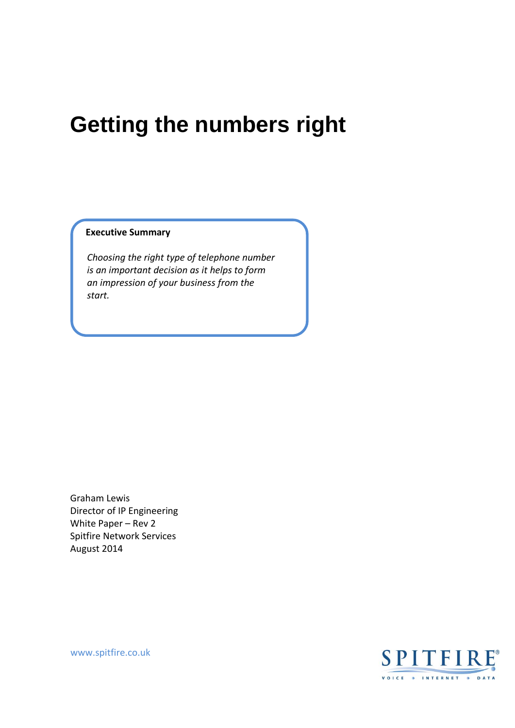# Getting the numbers right

**Executive Summary**

*Choosing the right type of telephone number is an important decision as it helps to form an impression of your business from the start.*

Graham Lewis
Director of IP Engineering
White Paper – Rev 2
Spitfire Network Services
August 2014

www.spitfire.co.uk

SPITFIRE®
VOICE • INTERNET • DATA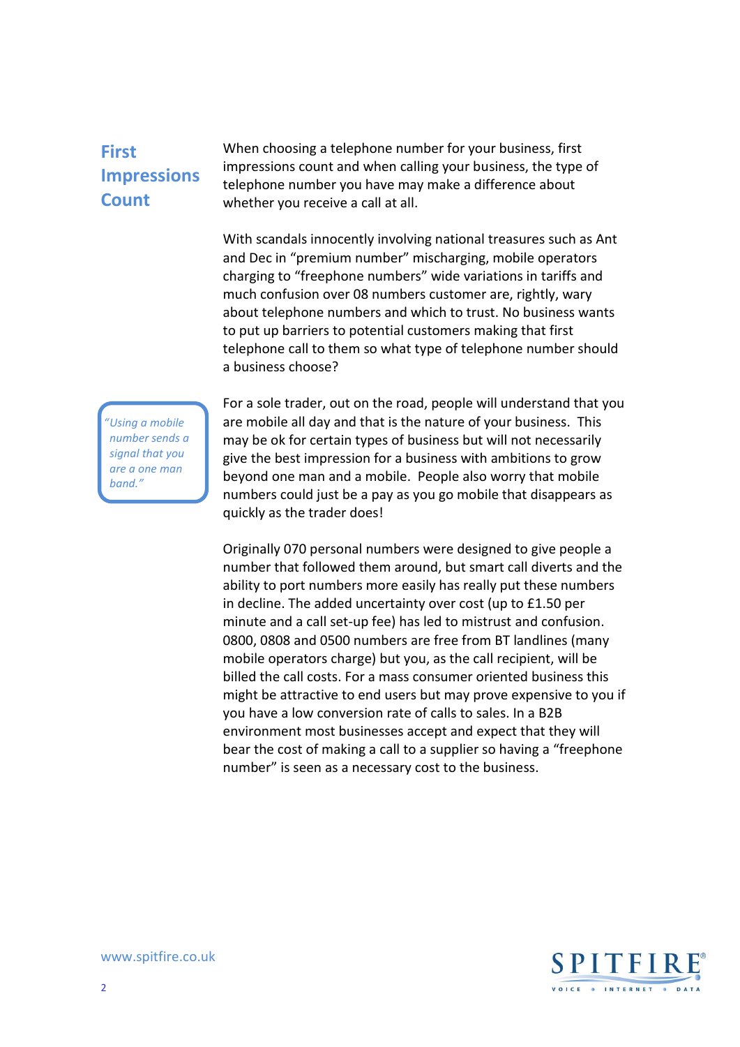## First Impressions Count

When choosing a telephone number for your business, first impressions count and when calling your business, the type of telephone number you have may make a difference about whether you receive a call at all.

With scandals innocently involving national treasures such as Ant and Dec in "premium number" mischarging, mobile operators charging to "freephone numbers" wide variations in tariffs and much confusion over 08 numbers customer are, rightly, wary about telephone numbers and which to trust. No business wants to put up barriers to potential customers making that first telephone call to them so what type of telephone number should a business choose?

> *"Using a mobile number sends a signal that you are a one man band."*

For a sole trader, out on the road, people will understand that you are mobile all day and that is the nature of your business. This may be ok for certain types of business but will not necessarily give the best impression for a business with ambitions to grow beyond one man and a mobile. People also worry that mobile numbers could just be a pay as you go mobile that disappears as quickly as the trader does!

Originally 070 personal numbers were designed to give people a number that followed them around, but smart call diverts and the ability to port numbers more easily has really put these numbers in decline. The added uncertainty over cost (up to £1.50 per minute and a call set-up fee) has led to mistrust and confusion. 0800, 0808 and 0500 numbers are free from BT landlines (many mobile operators charge) but you, as the call recipient, will be billed the call costs. For a mass consumer oriented business this might be attractive to end users but may prove expensive to you if you have a low conversion rate of calls to sales. In a B2B environment most businesses accept and expect that they will bear the cost of making a call to a supplier so having a "freephone number" is seen as a necessary cost to the business.

www.spitfire.co.uk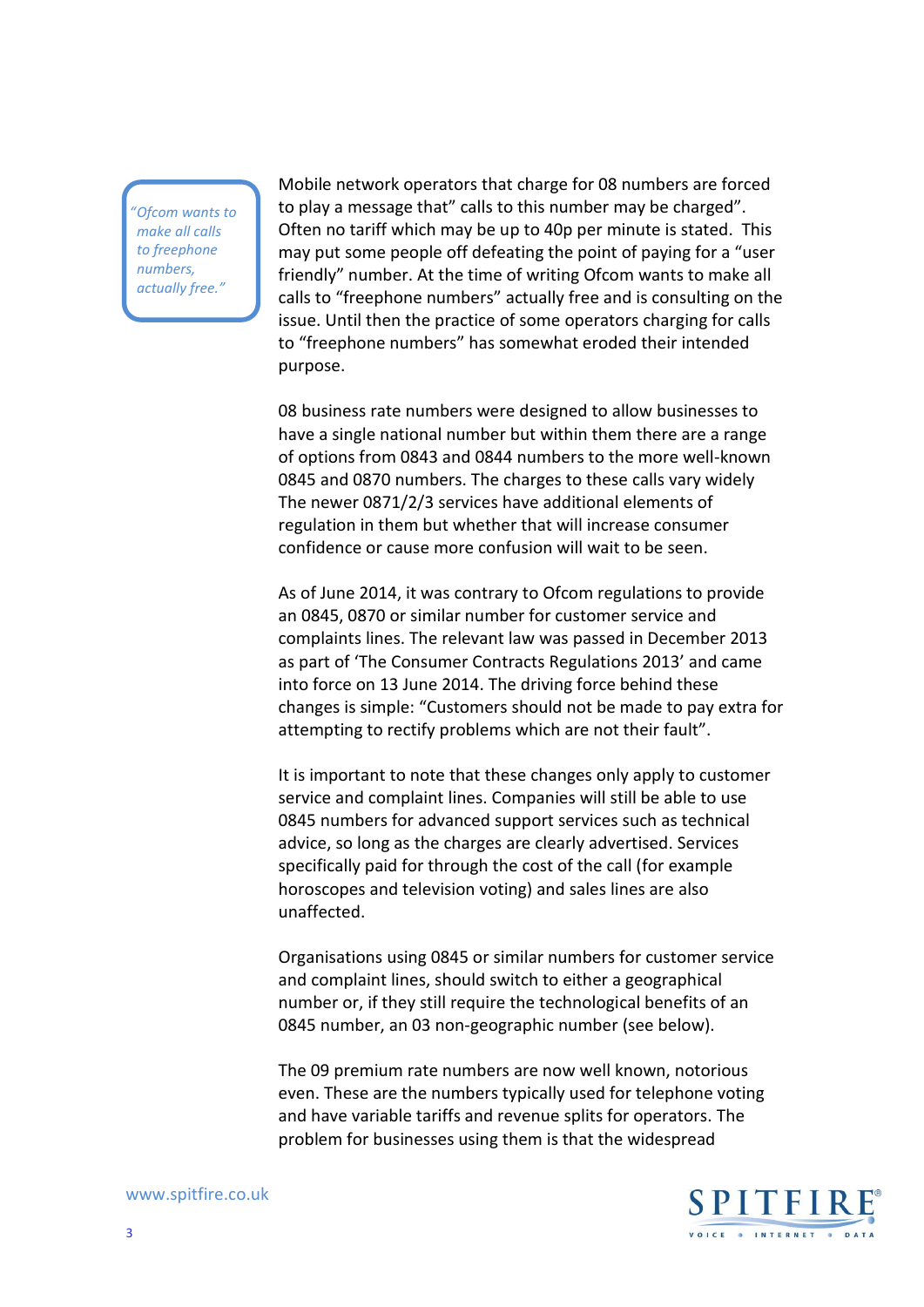> *"Ofcom wants to make all calls to freephone numbers, actually free."*

Mobile network operators that charge for 08 numbers are forced to play a message that" calls to this number may be charged". Often no tariff which may be up to 40p per minute is stated. This may put some people off defeating the point of paying for a "user friendly" number. At the time of writing Ofcom wants to make all calls to "freephone numbers" actually free and is consulting on the issue. Until then the practice of some operators charging for calls to "freephone numbers" has somewhat eroded their intended purpose.

08 business rate numbers were designed to allow businesses to have a single national number but within them there are a range of options from 0843 and 0844 numbers to the more well-known 0845 and 0870 numbers. The charges to these calls vary widely The newer 0871/2/3 services have additional elements of regulation in them but whether that will increase consumer confidence or cause more confusion will wait to be seen.

As of June 2014, it was contrary to Ofcom regulations to provide an 0845, 0870 or similar number for customer service and complaints lines. The relevant law was passed in December 2013 as part of 'The Consumer Contracts Regulations 2013' and came into force on 13 June 2014. The driving force behind these changes is simple: "Customers should not be made to pay extra for attempting to rectify problems which are not their fault".

It is important to note that these changes only apply to customer service and complaint lines. Companies will still be able to use 0845 numbers for advanced support services such as technical advice, so long as the charges are clearly advertised. Services specifically paid for through the cost of the call (for example horoscopes and television voting) and sales lines are also unaffected.

Organisations using 0845 or similar numbers for customer service and complaint lines, should switch to either a geographical number or, if they still require the technological benefits of an 0845 number, an 03 non-geographic number (see below).

The 09 premium rate numbers are now well known, notorious even. These are the numbers typically used for telephone voting and have variable tariffs and revenue splits for operators. The problem for businesses using them is that the widespread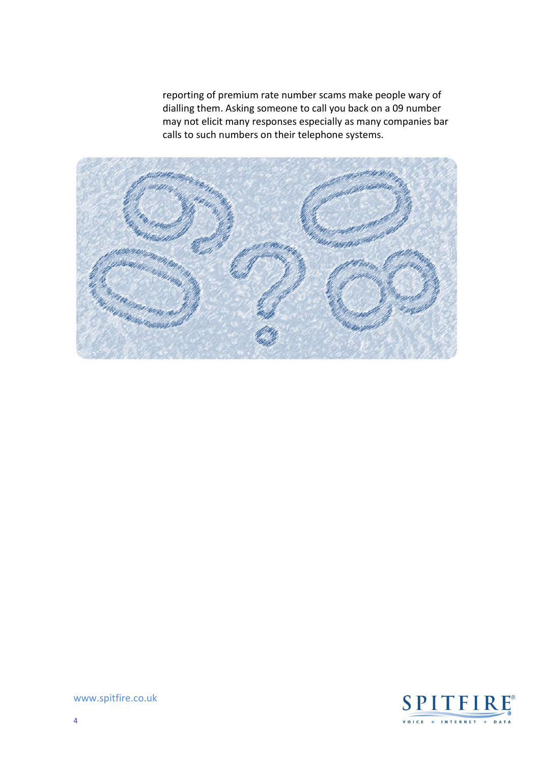reporting of premium rate number scams make people wary of dialling them. Asking someone to call you back on a 09 number may not elicit many responses especially as many companies bar calls to such numbers on their telephone systems.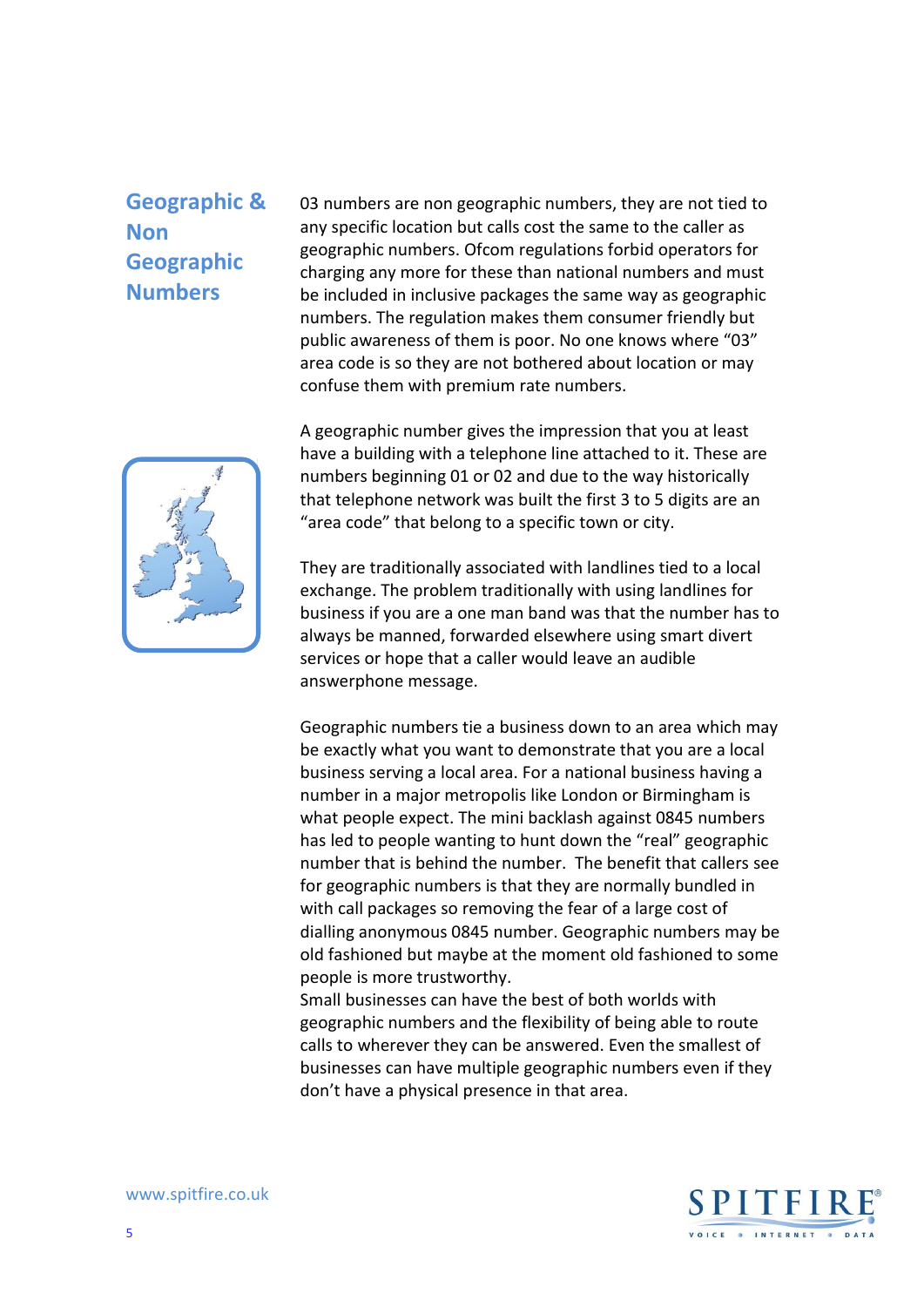## Geographic & Non Geographic Numbers

03 numbers are non geographic numbers, they are not tied to any specific location but calls cost the same to the caller as geographic numbers. Ofcom regulations forbid operators for charging any more for these than national numbers and must be included in inclusive packages the same way as geographic numbers. The regulation makes them consumer friendly but public awareness of them is poor. No one knows where "03" area code is so they are not bothered about location or may confuse them with premium rate numbers.

A geographic number gives the impression that you at least have a building with a telephone line attached to it. These are numbers beginning 01 or 02 and due to the way historically that telephone network was built the first 3 to 5 digits are an "area code" that belong to a specific town or city.

They are traditionally associated with landlines tied to a local exchange. The problem traditionally with using landlines for business if you are a one man band was that the number has to always be manned, forwarded elsewhere using smart divert services or hope that a caller would leave an audible answerphone message.

Geographic numbers tie a business down to an area which may be exactly what you want to demonstrate that you are a local business serving a local area. For a national business having a number in a major metropolis like London or Birmingham is what people expect. The mini backlash against 0845 numbers has led to people wanting to hunt down the "real" geographic number that is behind the number. The benefit that callers see for geographic numbers is that they are normally bundled in with call packages so removing the fear of a large cost of dialling anonymous 0845 number. Geographic numbers may be old fashioned but maybe at the moment old fashioned to some people is more trustworthy.
Small businesses can have the best of both worlds with geographic numbers and the flexibility of being able to route calls to wherever they can be answered. Even the smallest of businesses can have multiple geographic numbers even if they don't have a physical presence in that area.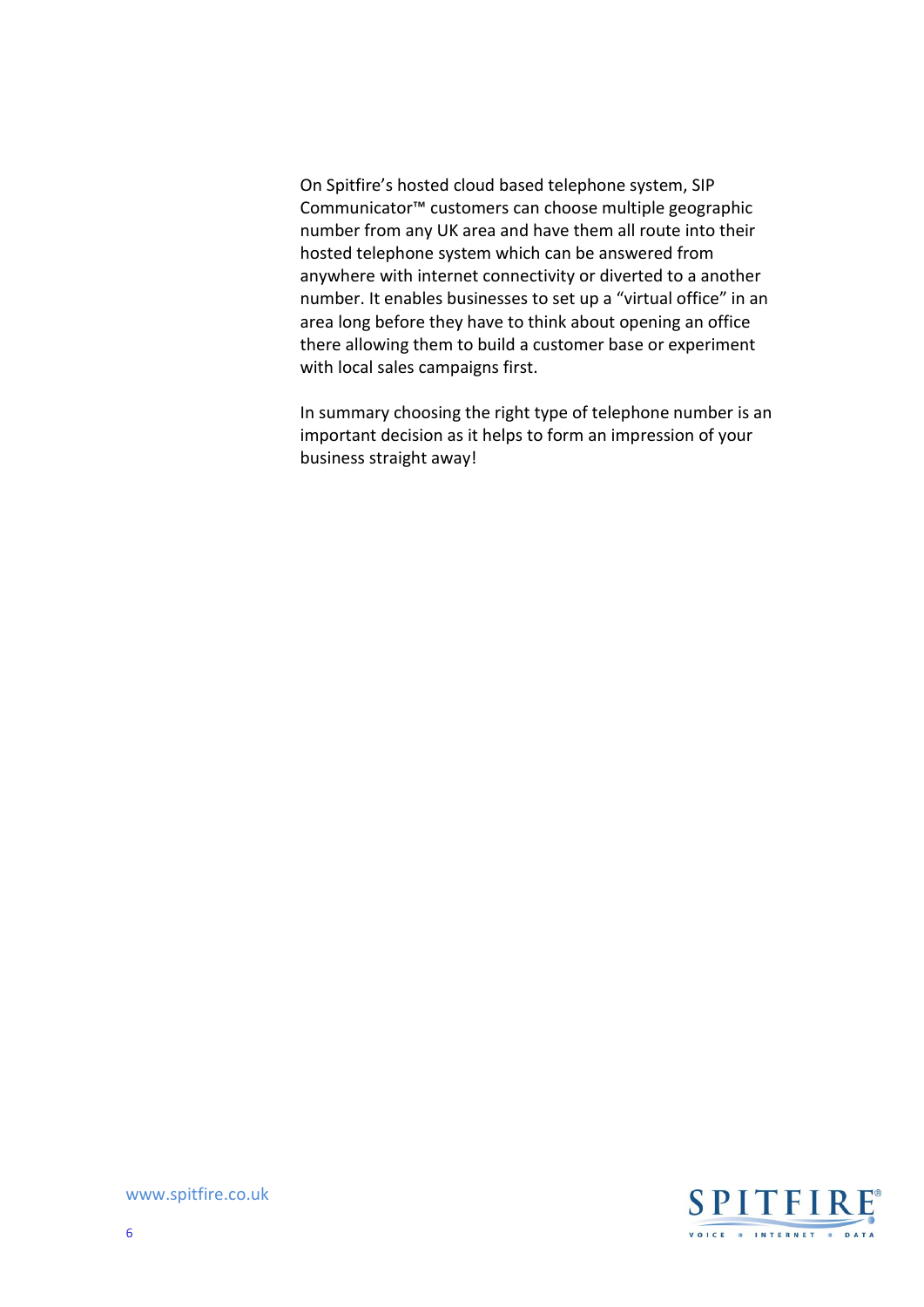On Spitfire's hosted cloud based telephone system, SIP Communicator™ customers can choose multiple geographic number from any UK area and have them all route into their hosted telephone system which can be answered from anywhere with internet connectivity or diverted to a another number. It enables businesses to set up a "virtual office" in an area long before they have to think about opening an office there allowing them to build a customer base or experiment with local sales campaigns first.

In summary choosing the right type of telephone number is an important decision as it helps to form an impression of your business straight away!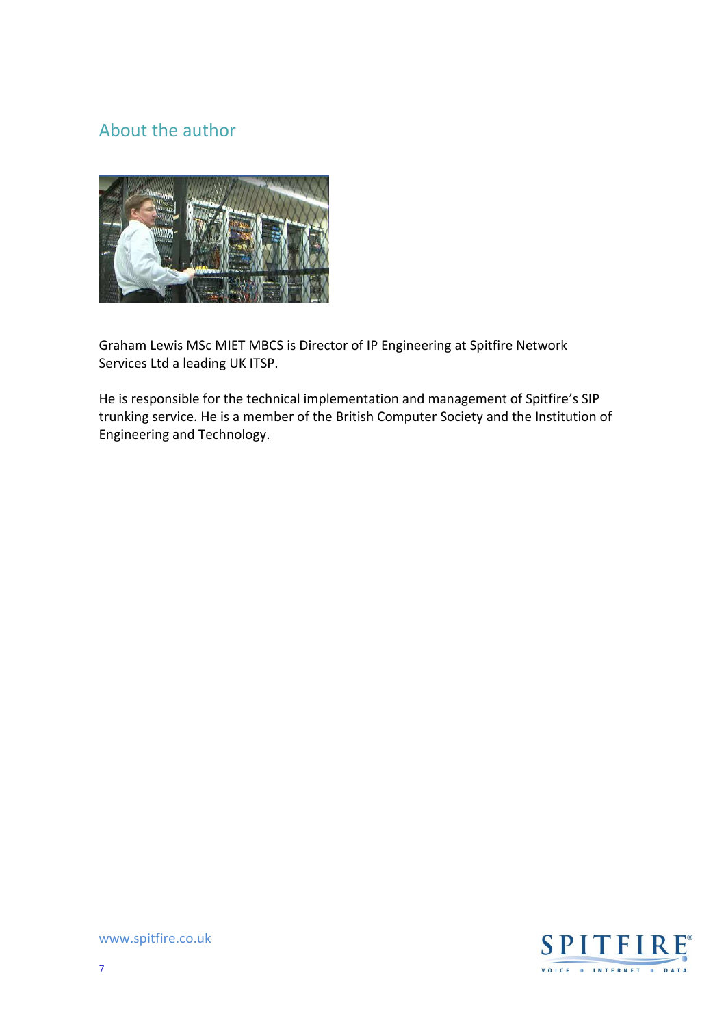## About the author

Graham Lewis MSc MIET MBCS is Director of IP Engineering at Spitfire Network Services Ltd a leading UK ITSP.

He is responsible for the technical implementation and management of Spitfire's SIP trunking service. He is a member of the British Computer Society and the Institution of Engineering and Technology.